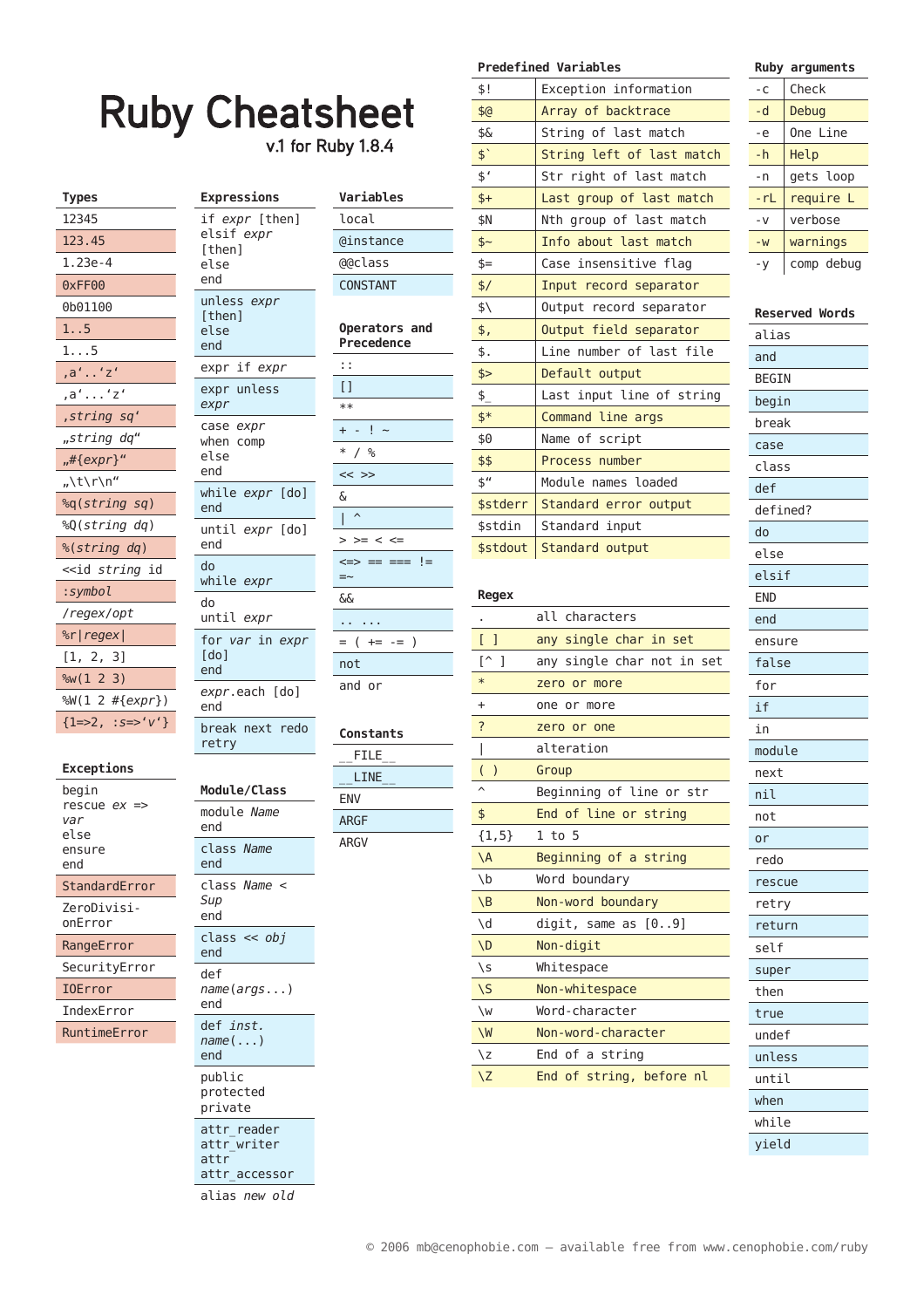# Ruby Cheatsheet

v.1 for Ruby 1.8.4

## Types

- 12345
- 123.45
- 1.23e-4
- 0xFF00
- 0b01100
- 1..5
- 1...5
- ,a‘..‘z‘
- ,a‘...‘z‘
- ,*string sq*‘
- „*string dq*“
- „#{*expr*}“
- „\t\r\n“
- %q(*string sq*)
- %Q(*string dq*)
- %(*string dq*)
- <<id *string* id
- :*symbol*
- /*regex*/*opt*
- %r|*regex*|
- [1, 2, 3]
- %w(1 2 3)
- %W(1 2 #{*expr*})
- {1=>2, :s=>‘v‘}

## Exceptions

```
begin
rescue ex => var
else
ensure
end
```

- StandardError
- ZeroDivisionError
- RangeError
- SecurityError
- IOError
- IndexError
- RuntimeError

## Expressions

```
if expr [then]
elsif expr [then]
else
end
```

```
unless expr [then]
else
end
```

- expr if *expr*
- expr unless *expr*

```
case expr
when comp
else
end
```

```
while expr [do]
end
```

```
until expr [do]
end
```

```
do
while expr
```

```
do
until expr
```

```
for var in expr [do]
end
```

```
expr.each [do]
end
```

- break next redo retry

## Module/Class

```
module Name
end
```

```
class Name
end
```

```
class Name < Sup
end
```

```
class << obj
end
```

```
def name(args...)
end
```

```
def inst.name(...)
end
```

- public protected private
- attr_reader attr_writer attr attr_accessor
- alias *new old*

## Variables

- local
- @instance
- @@class
- CONSTANT

## Operators and Precedence

- ::
- []
- **
- + - ! ~
- * / %
- << >>
- &
- | ^
- > >= < <=
- <=> == === != =~
- &&
- .. ...
- = ( += -= )
- not
- and or

## Constants

- __FILE__
- __LINE__
- ENV
- ARGF
- ARGV

## Predefined Variables

| | |
|---|---|
| $! | Exception information |
| $@ | Array of backtrace |
| $& | String of last match |
| $` | String left of last match |
| $‘ | Str right of last match |
| $+ | Last group of last match |
| $N | Nth group of last match |
| $~ | Info about last match |
| $= | Case insensitive flag |
| $/ | Input record separator |
| $\ | Output record separator |
| $, | Output field separator |
| $. | Line number of last file |
| $> | Default output |
| $_ | Last input line of string |
| $* | Command line args |
| $0 | Name of script |
| $$ | Process number |
| $“ | Module names loaded |
| $stderr | Standard error output |
| $stdin | Standard input |
| $stdout | Standard output |

## Regex

| | |
|---|---|
| . | all characters |
| [ ] | any single char in set |
| [^ ] | any single char not in set |
| * | zero or more |
| + | one or more |
| ? | zero or one |
| \| | alternation |
| ( ) | Group |
| ^ | Beginning of line or str |
| $ | End of line or string |
| {1,5} | 1 to 5 |
| \A | Beginning of a string |
| \b | Word boundary |
| \B | Non-word boundary |
| \d | digit, same as [0..9] |
| \D | Non-digit |
| \s | Whitespace |
| \S | Non-whitespace |
| \w | Word-character |
| \W | Non-word-character |
| \z | End of a string |
| \Z | End of string, before nl |

## Ruby arguments

| | |
|---|---|
| -c | Check |
| -d | Debug |
| -e | One Line |
| -h | Help |
| -n | gets loop |
| -rL | require L |
| -v | verbose |
| -w | warnings |
| -y | comp debug |

## Reserved Words

- alias
- and
- BEGIN
- begin
- break
- case
- class
- def
- defined?
- do
- else
- elsif
- END
- end
- ensure
- false
- for
- if
- in
- module
- next
- nil
- not
- or
- redo
- rescue
- retry
- return
- self
- super
- then
- true
- undef
- unless
- until
- when
- while
- yield

© 2006 mb@cenophobie.com – available free from www.cenophobie.com/ruby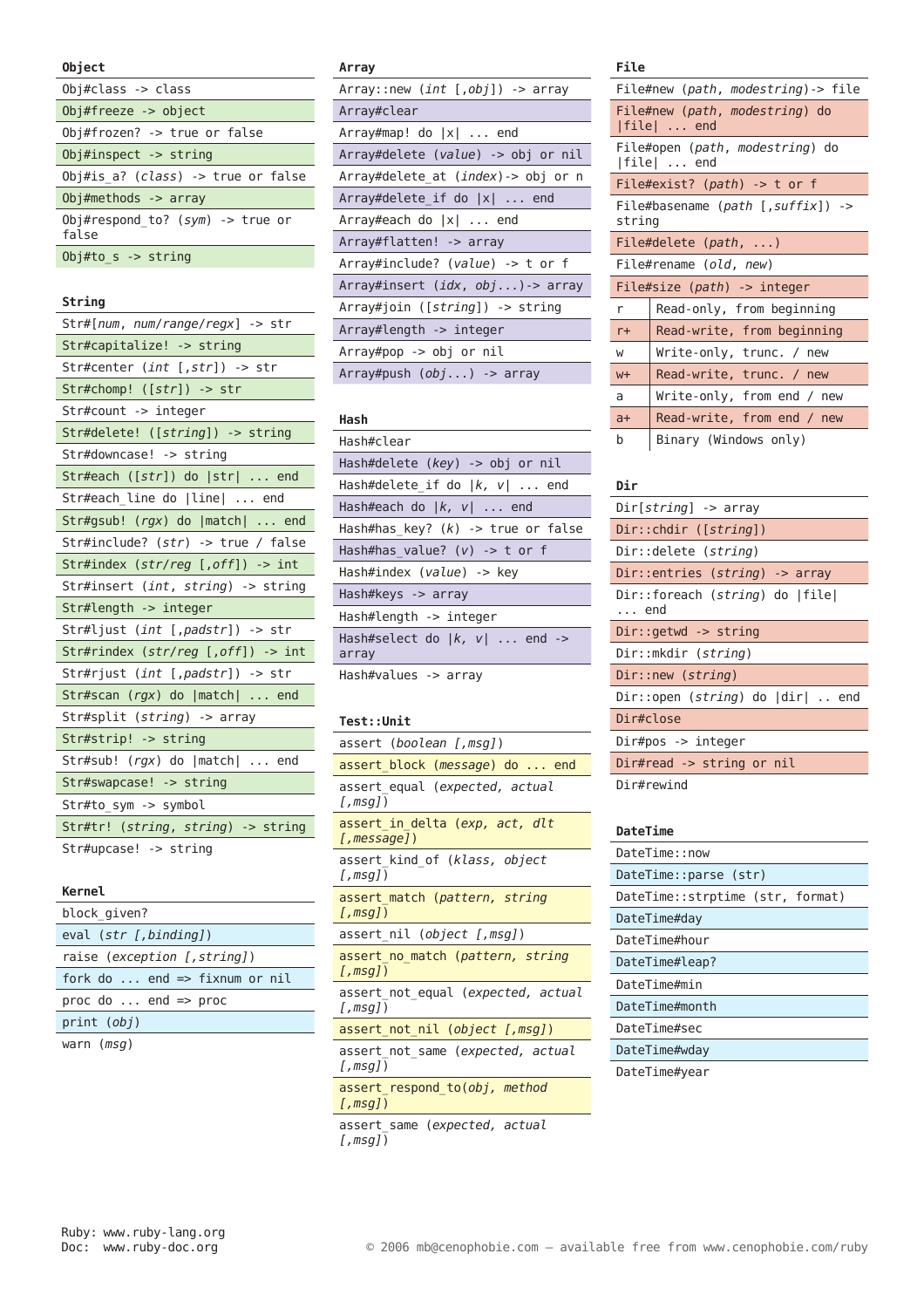## Object

- Obj#class -> class
- Obj#freeze -> object
- Obj#frozen? -> true or false
- Obj#inspect -> string
- Obj#is_a? (*class*) -> true or false
- Obj#methods -> array
- Obj#respond_to? (*sym*) -> true or false
- Obj#to_s -> string

## String

- Str#[*num*, *num/range/regx*] -> str
- Str#capitalize! -> string
- Str#center (*int* [,*str*]) -> str
- Str#chomp! ([*str*]) -> str
- Str#count -> integer
- Str#delete! ([*string*]) -> string
- Str#downcase! -> string
- Str#each ([*str*]) do |str| ... end
- Str#each_line do |line| ... end
- Str#gsub! (*rgx*) do |match| ... end
- Str#include? (*str*) -> true / false
- Str#index (*str/reg* [,*off*]) -> int
- Str#insert (*int*, *string*) -> string
- Str#length -> integer
- Str#ljust (*int* [,*padstr*]) -> str
- Str#rindex (*str/reg* [,*off*]) -> int
- Str#rjust (*int* [,*padstr*]) -> str
- Str#scan (*rgx*) do |match| ... end
- Str#split (*string*) -> array
- Str#strip! -> string
- Str#sub! (*rgx*) do |match| ... end
- Str#swapcase! -> string
- Str#to_sym -> symbol
- Str#tr! (*string*, *string*) -> string
- Str#upcase! -> string

## Kernel

- block_given?
- eval (*str* [,*binding*])
- raise (*exception* [,*string*])
- fork do ... end => fixnum or nil
- proc do ... end => proc
- print (*obj*)
- warn (*msg*)

## Array

- Array::new (*int* [,*obj*]) -> array
- Array#clear
- Array#map! do |x| ... end
- Array#delete (*value*) -> obj or nil
- Array#delete_at (*index*)-> obj or n
- Array#delete_if do |x| ... end
- Array#each do |x| ... end
- Array#flatten! -> array
- Array#include? (*value*) -> t or f
- Array#insert (*idx*, *obj*...)-> array
- Array#join ([*string*]) -> string
- Array#length -> integer
- Array#pop -> obj or nil
- Array#push (*obj*...) -> array

## Hash

- Hash#clear
- Hash#delete (*key*) -> obj or nil
- Hash#delete_if do |*k*, *v*| ... end
- Hash#each do |*k*, *v*| ... end
- Hash#has_key? (*k*) -> true or false
- Hash#has_value? (*v*) -> t or f
- Hash#index (*value*) -> key
- Hash#keys -> array
- Hash#length -> integer
- Hash#select do |*k*, *v*| ... end -> array
- Hash#values -> array

## Test::Unit

- assert (*boolean* [,*msg*])
- assert_block (*message*) do ... end
- assert_equal (*expected*, *actual* [,*msg*])
- assert_in_delta (*exp*, *act*, *dlt* [,*message*])
- assert_kind_of (*klass*, *object* [,*msg*])
- assert_match (*pattern*, *string* [,*msg*])
- assert_nil (*object* [,*msg*])
- assert_no_match (*pattern*, *string* [,*msg*])
- assert_not_equal (*expected*, *actual* [,*msg*])
- assert_not_nil (*object* [,*msg*])
- assert_not_same (*expected*, *actual* [,*msg*])
- assert_respond_to(*obj*, *method* [,*msg*])
- assert_same (*expected*, *actual* [,*msg*])

## File

- File#new (*path*, *modestring*)-> file
- File#new (*path*, *modestring*) do |file| ... end
- File#open (*path*, *modestring*) do |file| ... end
- File#exist? (*path*) -> t or f
- File#basename (*path* [,*suffix*]) -> string
- File#delete (*path*, ...)
- File#rename (*old*, *new*)
- File#size (*path*) -> integer

| | |
|---|---|
| r | Read-only, from beginning |
| r+ | Read-write, from beginning |
| w | Write-only, trunc. / new |
| w+ | Read-write, trunc. / new |
| a | Write-only, from end / new |
| a+ | Read-write, from end / new |
| b | Binary (Windows only) |

## Dir

- Dir[*string*] -> array
- Dir::chdir ([*string*])
- Dir::delete (*string*)
- Dir::entries (*string*) -> array
- Dir::foreach (*string*) do |file| ... end
- Dir::getwd -> string
- Dir::mkdir (*string*)
- Dir::new (*string*)
- Dir::open (*string*) do |dir| .. end
- Dir#close
- Dir#pos -> integer
- Dir#read -> string or nil
- Dir#rewind

## DateTime

- DateTime::now
- DateTime::parse (str)
- DateTime::strptime (str, format)
- DateTime#day
- DateTime#hour
- DateTime#leap?
- DateTime#min
- DateTime#month
- DateTime#sec
- DateTime#wday
- DateTime#year

Ruby: www.ruby-lang.org
Doc: www.ruby-doc.org

© 2006 mb@cenophobie.com – available free from www.cenophobie.com/ruby